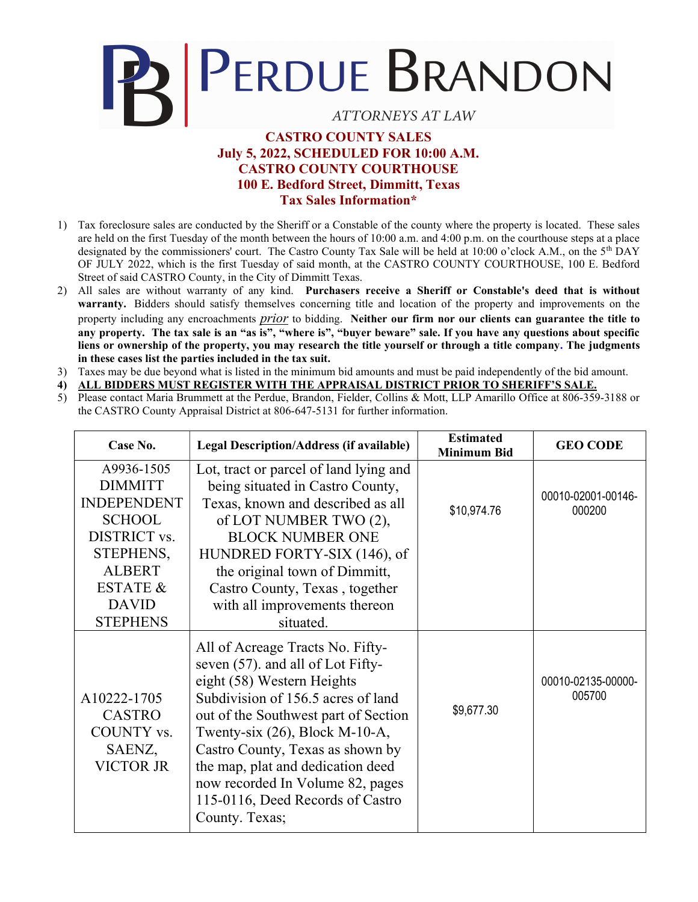# PERDUE BRANDON

*ATTORNEYS AT LAW*

## CASTRO COUNTY SALES
## July 5, 2022, SCHEDULED FOR 10:00 A.M.
## CASTRO COUNTY COURTHOUSE
## 100 E. Bedford Street, Dimmitt, Texas
## Tax Sales Information*

1) Tax foreclosure sales are conducted by the Sheriff or a Constable of the county where the property is located. These sales are held on the first Tuesday of the month between the hours of 10:00 a.m. and 4:00 p.m. on the courthouse steps at a place designated by the commissioners' court. The Castro County Tax Sale will be held at 10:00 o'clock A.M., on the 5th DAY OF JULY 2022, which is the first Tuesday of said month, at the CASTRO COUNTY COURTHOUSE, 100 E. Bedford Street of said CASTRO County, in the City of Dimmitt Texas.
2) All sales are without warranty of any kind. **Purchasers receive a Sheriff or Constable's deed that is without warranty.** Bidders should satisfy themselves concerning title and location of the property and improvements on the property including any encroachments *prior* to bidding. **Neither our firm nor our clients can guarantee the title to any property. The tax sale is an "as is", "where is", "buyer beware" sale. If you have any questions about specific liens or ownership of the property, you may research the title yourself or through a title company. The judgments in these cases list the parties included in the tax suit.**
3) Taxes may be due beyond what is listed in the minimum bid amounts and must be paid independently of the bid amount.
4) **ALL BIDDERS MUST REGISTER WITH THE APPRAISAL DISTRICT PRIOR TO SHERIFF'S SALE.**
5) Please contact Maria Brummett at the Perdue, Brandon, Fielder, Collins & Mott, LLP Amarillo Office at 806-359-3188 or the CASTRO County Appraisal District at 806-647-5131 for further information.

| Case No. | Legal Description/Address (if available) | Estimated Minimum Bid | GEO CODE |
|---|---|---|---|
| A9936-1505 DIMMITT INDEPENDENT SCHOOL DISTRICT vs. STEPHENS, ALBERT ESTATE & DAVID STEPHENS | Lot, tract or parcel of land lying and being situated in Castro County, Texas, known and described as all of LOT NUMBER TWO (2), BLOCK NUMBER ONE HUNDRED FORTY-SIX (146), of the original town of Dimmitt, Castro County, Texas , together with all improvements thereon situated. | $10,974.76 | 00010-02001-00146-000200 |
| A10222-1705 CASTRO COUNTY vs. SAENZ, VICTOR JR | All of Acreage Tracts No. Fifty-seven (57). and all of Lot Fifty-eight (58) Western Heights Subdivision of 156.5 acres of land out of the Southwest part of Section Twenty-six (26), Block M-10-A, Castro County, Texas as shown by the map, plat and dedication deed now recorded In Volume 82, pages 115-0116, Deed Records of Castro County. Texas; | $9,677.30 | 00010-02135-00000-005700 |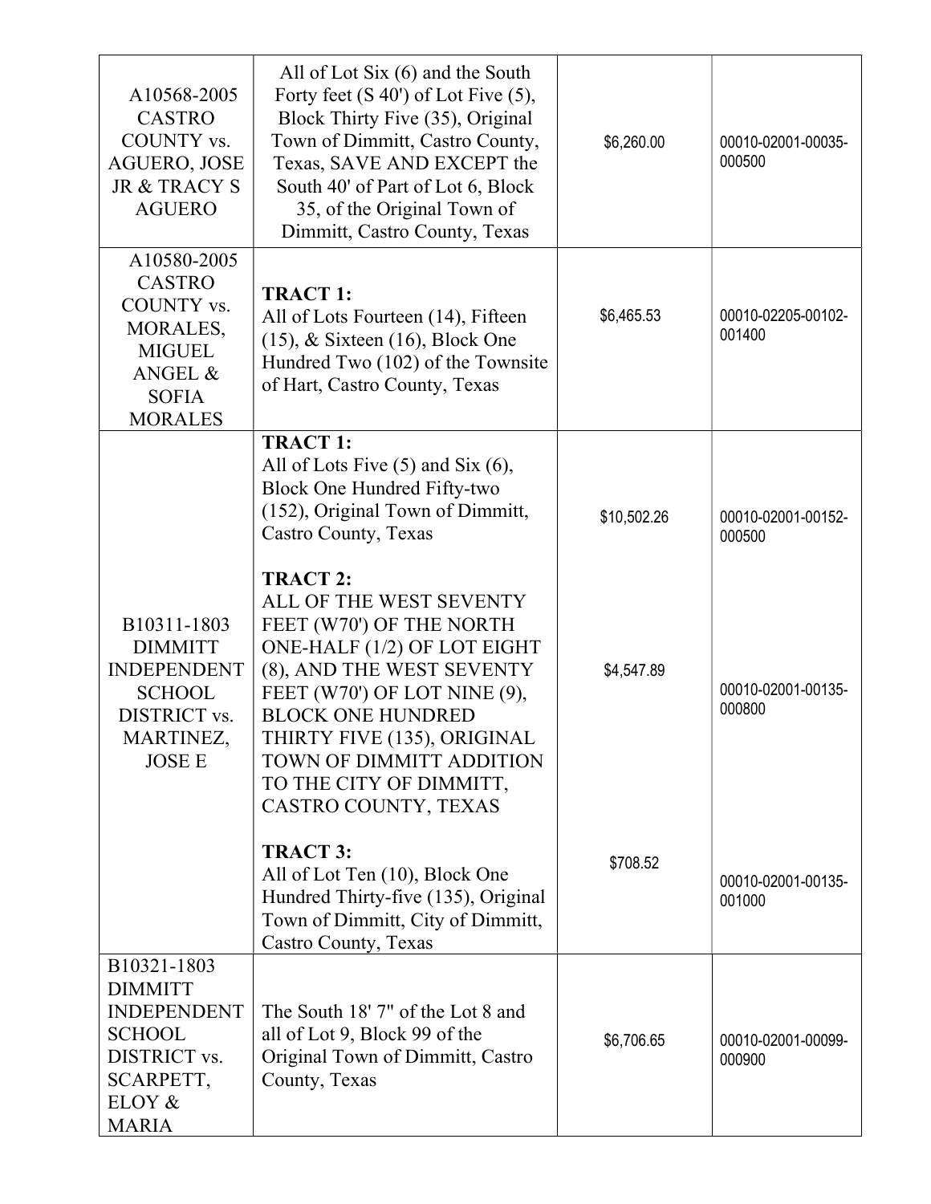| | | | |
|---|---|---|---|
| A10568-2005 CASTRO COUNTY vs. AGUERO, JOSE JR & TRACY S AGUERO | All of Lot Six (6) and the South Forty feet (S 40') of Lot Five (5), Block Thirty Five (35), Original Town of Dimmitt, Castro County, Texas, SAVE AND EXCEPT the South 40' of Part of Lot 6, Block 35, of the Original Town of Dimmitt, Castro County, Texas | $6,260.00 | 00010-02001-00035-000500 |
| A10580-2005 CASTRO COUNTY vs. MORALES, MIGUEL ANGEL & SOFIA MORALES | **TRACT 1:** All of Lots Fourteen (14), Fifteen (15), & Sixteen (16), Block One Hundred Two (102) of the Townsite of Hart, Castro County, Texas | $6,465.53 | 00010-02205-00102-001400 |
| B10311-1803 DIMMITT INDEPENDENT SCHOOL DISTRICT vs. MARTINEZ, JOSE E | **TRACT 1:** All of Lots Five (5) and Six (6), Block One Hundred Fifty-two (152), Original Town of Dimmitt, Castro County, Texas | $10,502.26 | 00010-02001-00152-000500 |
| | **TRACT 2:** ALL OF THE WEST SEVENTY FEET (W70') OF THE NORTH ONE-HALF (1/2) OF LOT EIGHT (8), AND THE WEST SEVENTY FEET (W70') OF LOT NINE (9), BLOCK ONE HUNDRED THIRTY FIVE (135), ORIGINAL TOWN OF DIMMITT ADDITION TO THE CITY OF DIMMITT, CASTRO COUNTY, TEXAS | $4,547.89 | 00010-02001-00135-000800 |
| | **TRACT 3:** All of Lot Ten (10), Block One Hundred Thirty-five (135), Original Town of Dimmitt, City of Dimmitt, Castro County, Texas | $708.52 | 00010-02001-00135-001000 |
| B10321-1803 DIMMITT INDEPENDENT SCHOOL DISTRICT vs. SCARPETT, ELOY & MARIA | The South 18' 7" of the Lot 8 and all of Lot 9, Block 99 of the Original Town of Dimmitt, Castro County, Texas | $6,706.65 | 00010-02001-00099-000900 |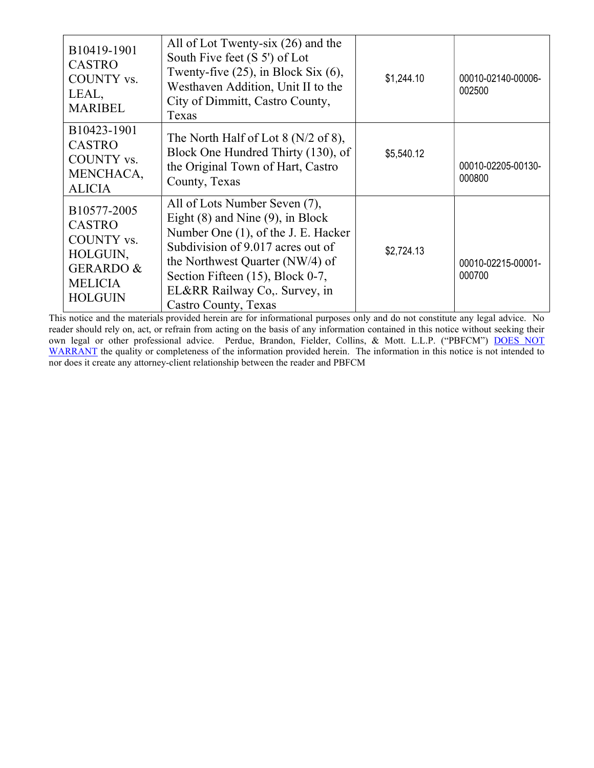| | | | |
|---|---|---|---|
| B10419-1901 CASTRO COUNTY vs. LEAL, MARIBEL | All of Lot Twenty-six (26) and the South Five feet (S 5') of Lot Twenty-five (25), in Block Six (6), Westhaven Addition, Unit II to the City of Dimmitt, Castro County, Texas | $1,244.10 | 00010-02140-00006-002500 |
| B10423-1901 CASTRO COUNTY vs. MENCHACA, ALICIA | The North Half of Lot 8 (N/2 of 8), Block One Hundred Thirty (130), of the Original Town of Hart, Castro County, Texas | $5,540.12 | 00010-02205-00130-000800 |
| B10577-2005 CASTRO COUNTY vs. HOLGUIN, GERARDO & MELICIA HOLGUIN | All of Lots Number Seven (7), Eight (8) and Nine (9), in Block Number One (1), of the J. E. Hacker Subdivision of 9.017 acres out of the Northwest Quarter (NW/4) of Section Fifteen (15), Block 0-7, EL&RR Railway Co,. Survey, in Castro County, Texas | $2,724.13 | 00010-02215-00001-000700 |

This notice and the materials provided herein are for informational purposes only and do not constitute any legal advice. No reader should rely on, act, or refrain from acting on the basis of any information contained in this notice without seeking their own legal or other professional advice. Perdue, Brandon, Fielder, Collins, & Mott. L.L.P. ("PBFCM") DOES NOT WARRANT the quality or completeness of the information provided herein. The information in this notice is not intended to nor does it create any attorney-client relationship between the reader and PBFCM